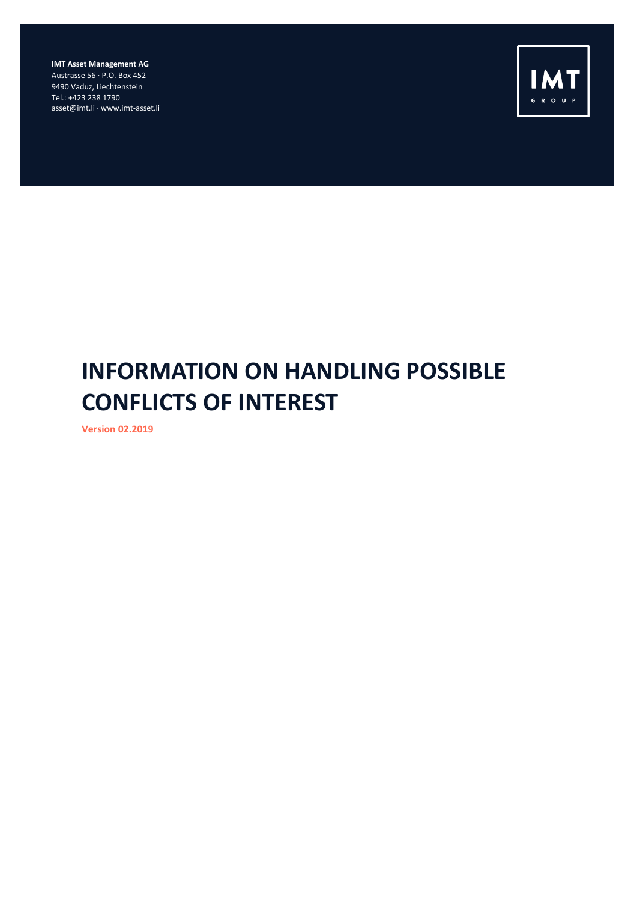**IMT Asset Management AG**
Austrasse 56 · P.O. Box 452
9490 Vaduz, Liechtenstein
Tel.: +423 238 1790
asset@imt.li · www.imt-asset.li

IMT
GROUP

# INFORMATION ON HANDLING POSSIBLE CONFLICTS OF INTEREST

**Version 02.2019**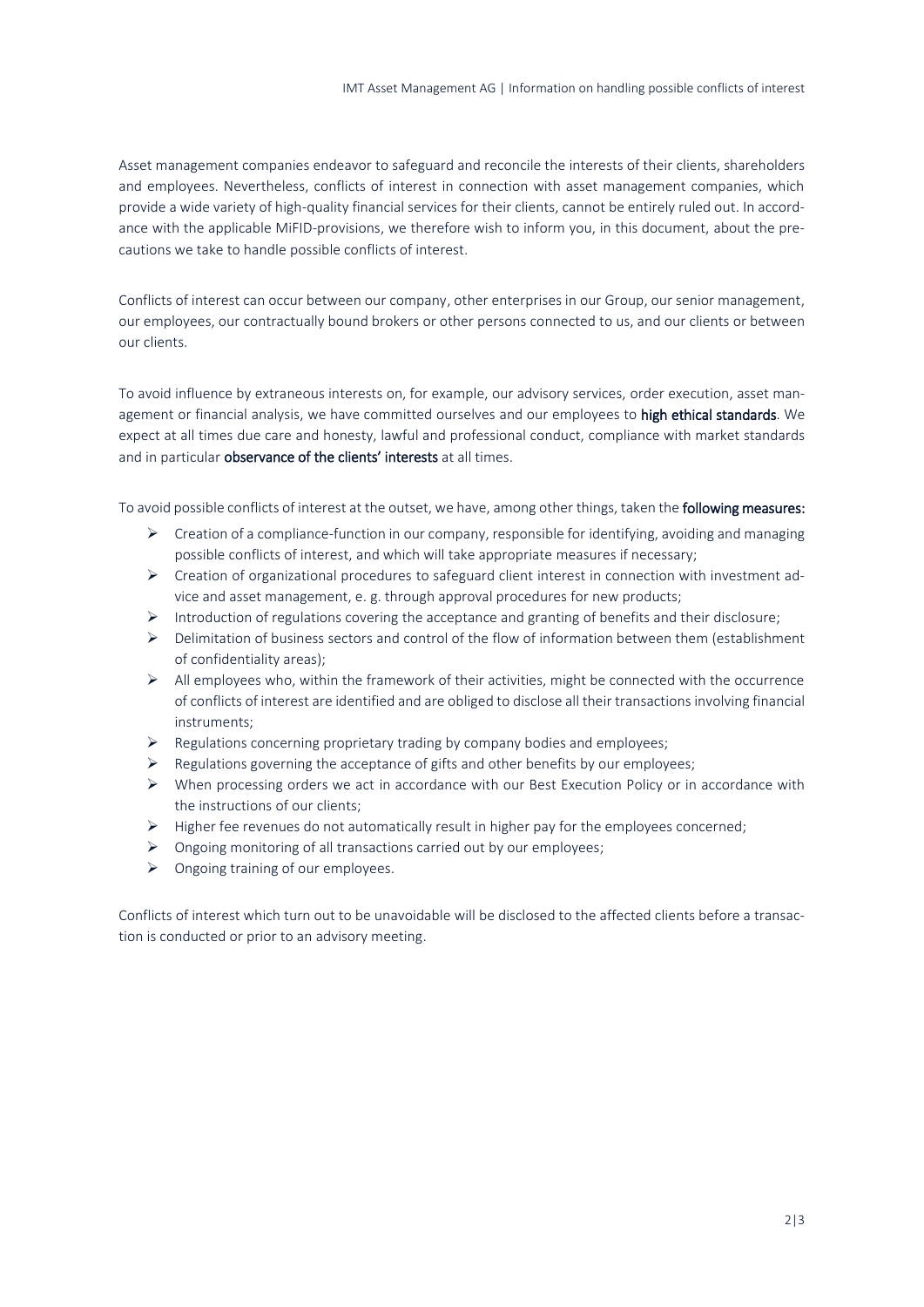Asset management companies endeavor to safeguard and reconcile the interests of their clients, shareholders and employees. Nevertheless, conflicts of interest in connection with asset management companies, which provide a wide variety of high-quality financial services for their clients, cannot be entirely ruled out. In accordance with the applicable MiFID-provisions, we therefore wish to inform you, in this document, about the precautions we take to handle possible conflicts of interest.

Conflicts of interest can occur between our company, other enterprises in our Group, our senior management, our employees, our contractually bound brokers or other persons connected to us, and our clients or between our clients.

To avoid influence by extraneous interests on, for example, our advisory services, order execution, asset management or financial analysis, we have committed ourselves and our employees to **high ethical standards**. We expect at all times due care and honesty, lawful and professional conduct, compliance with market standards and in particular **observance of the clients' interests** at all times.

To avoid possible conflicts of interest at the outset, we have, among other things, taken the **following measures:**

- Creation of a compliance-function in our company, responsible for identifying, avoiding and managing possible conflicts of interest, and which will take appropriate measures if necessary;
- Creation of organizational procedures to safeguard client interest in connection with investment advice and asset management, e. g. through approval procedures for new products;
- Introduction of regulations covering the acceptance and granting of benefits and their disclosure;
- Delimitation of business sectors and control of the flow of information between them (establishment of confidentiality areas);
- All employees who, within the framework of their activities, might be connected with the occurrence of conflicts of interest are identified and are obliged to disclose all their transactions involving financial instruments;
- Regulations concerning proprietary trading by company bodies and employees;
- Regulations governing the acceptance of gifts and other benefits by our employees;
- When processing orders we act in accordance with our Best Execution Policy or in accordance with the instructions of our clients;
- Higher fee revenues do not automatically result in higher pay for the employees concerned;
- Ongoing monitoring of all transactions carried out by our employees;
- Ongoing training of our employees.

Conflicts of interest which turn out to be unavoidable will be disclosed to the affected clients before a transaction is conducted or prior to an advisory meeting.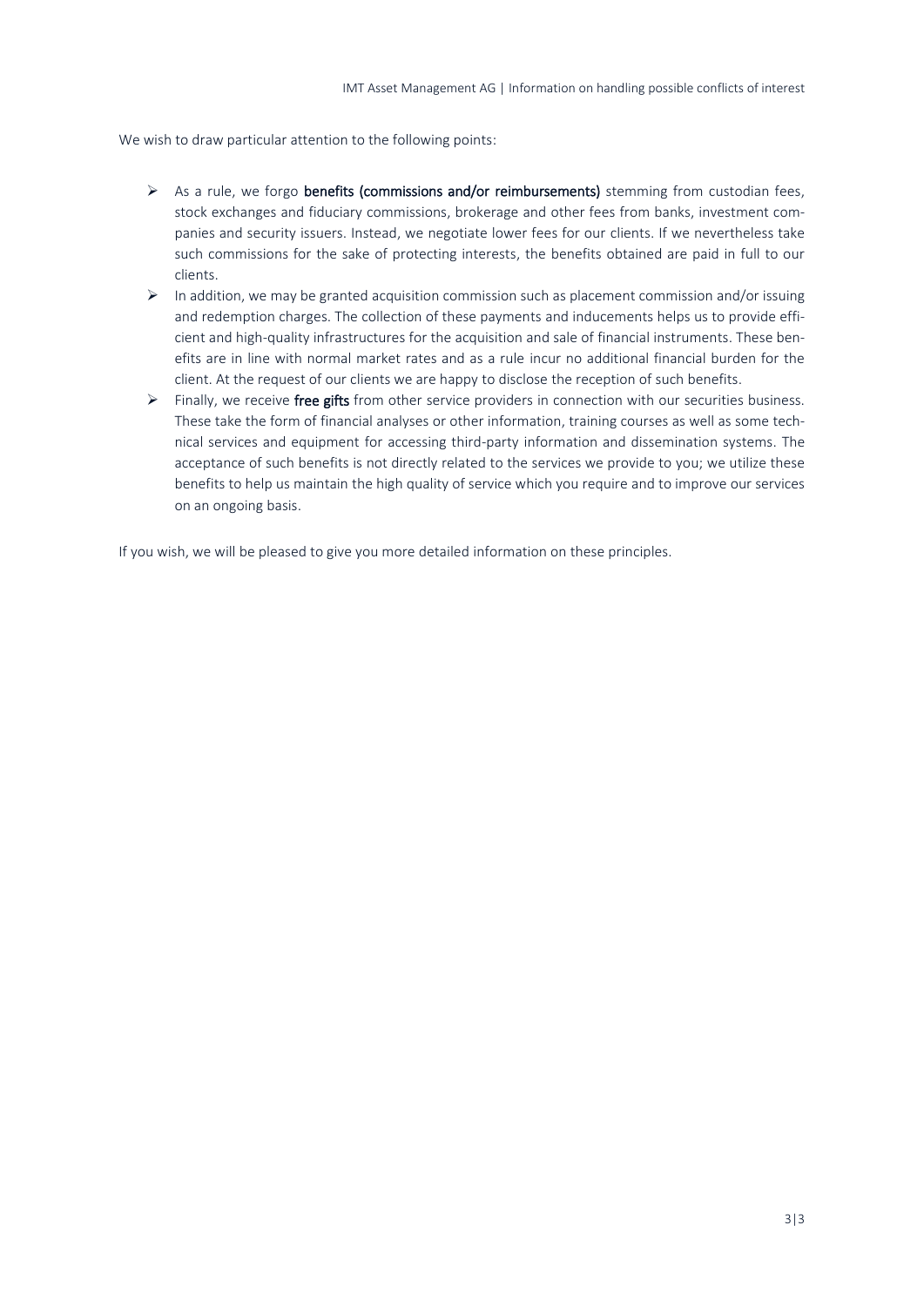We wish to draw particular attention to the following points:

- As a rule, we forgo **benefits (commissions and/or reimbursements)** stemming from custodian fees, stock exchanges and fiduciary commissions, brokerage and other fees from banks, investment companies and security issuers. Instead, we negotiate lower fees for our clients. If we nevertheless take such commissions for the sake of protecting interests, the benefits obtained are paid in full to our clients.
- In addition, we may be granted acquisition commission such as placement commission and/or issuing and redemption charges. The collection of these payments and inducements helps us to provide efficient and high-quality infrastructures for the acquisition and sale of financial instruments. These benefits are in line with normal market rates and as a rule incur no additional financial burden for the client. At the request of our clients we are happy to disclose the reception of such benefits.
- Finally, we receive **free gifts** from other service providers in connection with our securities business. These take the form of financial analyses or other information, training courses as well as some technical services and equipment for accessing third-party information and dissemination systems. The acceptance of such benefits is not directly related to the services we provide to you; we utilize these benefits to help us maintain the high quality of service which you require and to improve our services on an ongoing basis.

If you wish, we will be pleased to give you more detailed information on these principles.